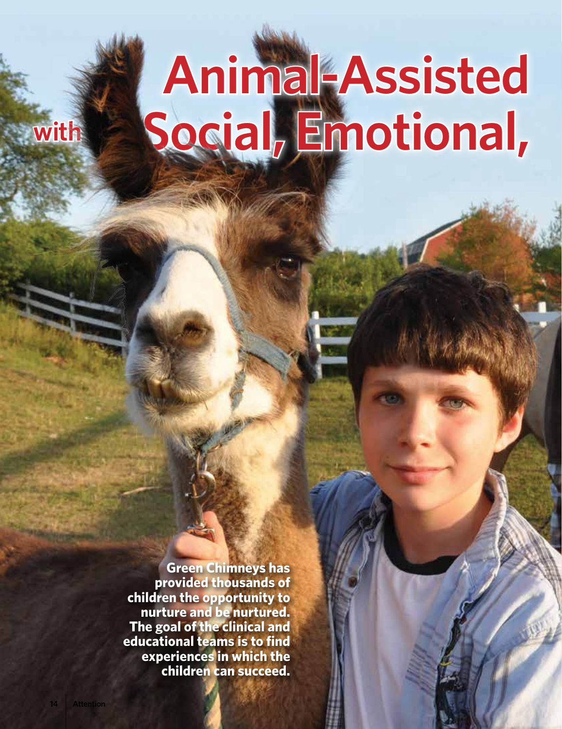# Animal-Assisted
# with Social, Emotional,

**Green Chimneys has provided thousands of children the opportunity to nurture and be nurtured. The goal of the clinical and educational teams is to find experiences in which the children can succeed.**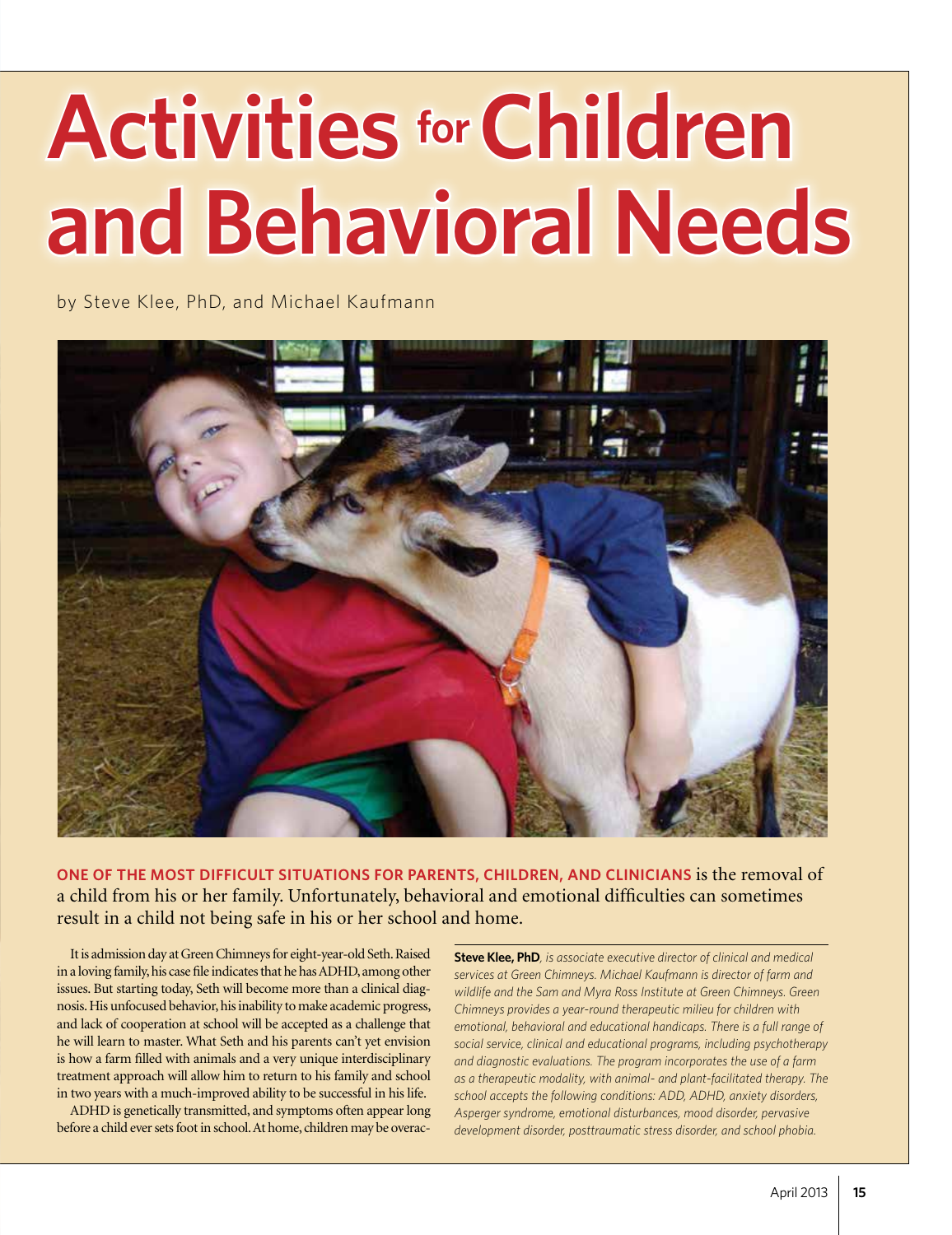# Activities for Children and Behavioral Needs

by Steve Klee, PhD, and Michael Kaufmann

**ONE OF THE MOST DIFFICULT SITUATIONS FOR PARENTS, CHILDREN, AND CLINICIANS** is the removal of a child from his or her family. Unfortunately, behavioral and emotional difficulties can sometimes result in a child not being safe in his or her school and home.

It is admission day at Green Chimneys for eight-year-old Seth. Raised in a loving family, his case file indicates that he has ADHD, among other issues. But starting today, Seth will become more than a clinical diagnosis. His unfocused behavior, his inability to make academic progress, and lack of cooperation at school will be accepted as a challenge that he will learn to master. What Seth and his parents can't yet envision is how a farm filled with animals and a very unique interdisciplinary treatment approach will allow him to return to his family and school in two years with a much-improved ability to be successful in his life.

ADHD is genetically transmitted, and symptoms often appear long before a child ever sets foot in school. At home, children may be overac-

**Steve Klee, PhD**, *is associate executive director of clinical and medical services at Green Chimneys. Michael Kaufmann is director of farm and wildlife and the Sam and Myra Ross Institute at Green Chimneys. Green Chimneys provides a year-round therapeutic milieu for children with emotional, behavioral and educational handicaps. There is a full range of social service, clinical and educational programs, including psychotherapy and diagnostic evaluations. The program incorporates the use of a farm as a therapeutic modality, with animal- and plant-facilitated therapy. The school accepts the following conditions: ADD, ADHD, anxiety disorders, Asperger syndrome, emotional disturbances, mood disorder, pervasive development disorder, posttraumatic stress disorder, and school phobia.*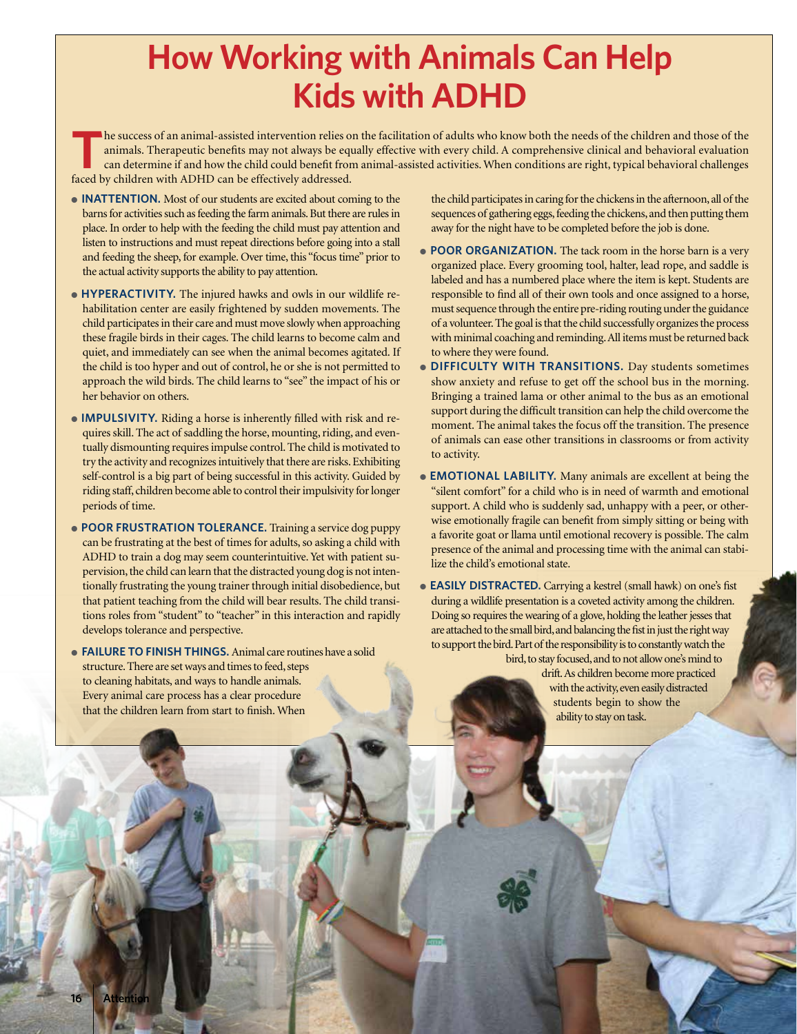# How Working with Animals Can Help Kids with ADHD

The success of an animal-assisted intervention relies on the facilitation of adults who know both the needs of the children and those of the animals. Therapeutic benefits may not always be equally effective with every child. A comprehensive clinical and behavioral evaluation can determine if and how the child could benefit from animal-assisted activities. When conditions are right, typical behavioral challenges faced by children with ADHD can be effectively addressed.

- **INATTENTION.** Most of our students are excited about coming to the barns for activities such as feeding the farm animals. But there are rules in place. In order to help with the feeding the child must pay attention and listen to instructions and must repeat directions before going into a stall and feeding the sheep, for example. Over time, this "focus time" prior to the actual activity supports the ability to pay attention.

- **HYPERACTIVITY.** The injured hawks and owls in our wildlife rehabilitation center are easily frightened by sudden movements. The child participates in their care and must move slowly when approaching these fragile birds in their cages. The child learns to become calm and quiet, and immediately can see when the animal becomes agitated. If the child is too hyper and out of control, he or she is not permitted to approach the wild birds. The child learns to "see" the impact of his or her behavior on others.

- **IMPULSIVITY.** Riding a horse is inherently filled with risk and requires skill. The act of saddling the horse, mounting, riding, and eventually dismounting requires impulse control. The child is motivated to try the activity and recognizes intuitively that there are risks. Exhibiting self-control is a big part of being successful in this activity. Guided by riding staff, children become able to control their impulsivity for longer periods of time.

- **POOR FRUSTRATION TOLERANCE.** Training a service dog puppy can be frustrating at the best of times for adults, so asking a child with ADHD to train a dog may seem counterintuitive. Yet with patient supervision, the child can learn that the distracted young dog is not intentionally frustrating the young trainer through initial disobedience, but that patient teaching from the child will bear results. The child transitions roles from "student" to "teacher" in this interaction and rapidly develops tolerance and perspective.

- **FAILURE TO FINISH THINGS.** Animal care routines have a solid structure. There are set ways and times to feed, steps to cleaning habitats, and ways to handle animals. Every animal care process has a clear procedure that the children learn from start to finish. When the child participates in caring for the chickens in the afternoon, all of the sequences of gathering eggs, feeding the chickens, and then putting them away for the night have to be completed before the job is done.

- **POOR ORGANIZATION.** The tack room in the horse barn is a very organized place. Every grooming tool, halter, lead rope, and saddle is labeled and has a numbered place where the item is kept. Students are responsible to find all of their own tools and once assigned to a horse, must sequence through the entire pre-riding routing under the guidance of a volunteer. The goal is that the child successfully organizes the process with minimal coaching and reminding. All items must be returned back to where they were found.

- **DIFFICULTY WITH TRANSITIONS.** Day students sometimes show anxiety and refuse to get off the school bus in the morning. Bringing a trained lama or other animal to the bus as an emotional support during the difficult transition can help the child overcome the moment. The animal takes the focus off the transition. The presence of animals can ease other transitions in classrooms or from activity to activity.

- **EMOTIONAL LABILITY.** Many animals are excellent at being the "silent comfort" for a child who is in need of warmth and emotional support. A child who is suddenly sad, unhappy with a peer, or otherwise emotionally fragile can benefit from simply sitting or being with a favorite goat or llama until emotional recovery is possible. The calm presence of the animal and processing time with the animal can stabilize the child's emotional state.

- **EASILY DISTRACTED.** Carrying a kestrel (small hawk) on one's fist during a wildlife presentation is a coveted activity among the children. Doing so requires the wearing of a glove, holding the leather jesses that are attached to the small bird, and balancing the fist in just the right way to support the bird. Part of the responsibility is to constantly watch the bird, to stay focused, and to not allow one's mind to drift. As children become more practiced with the activity, even easily distracted students begin to show the ability to stay on task.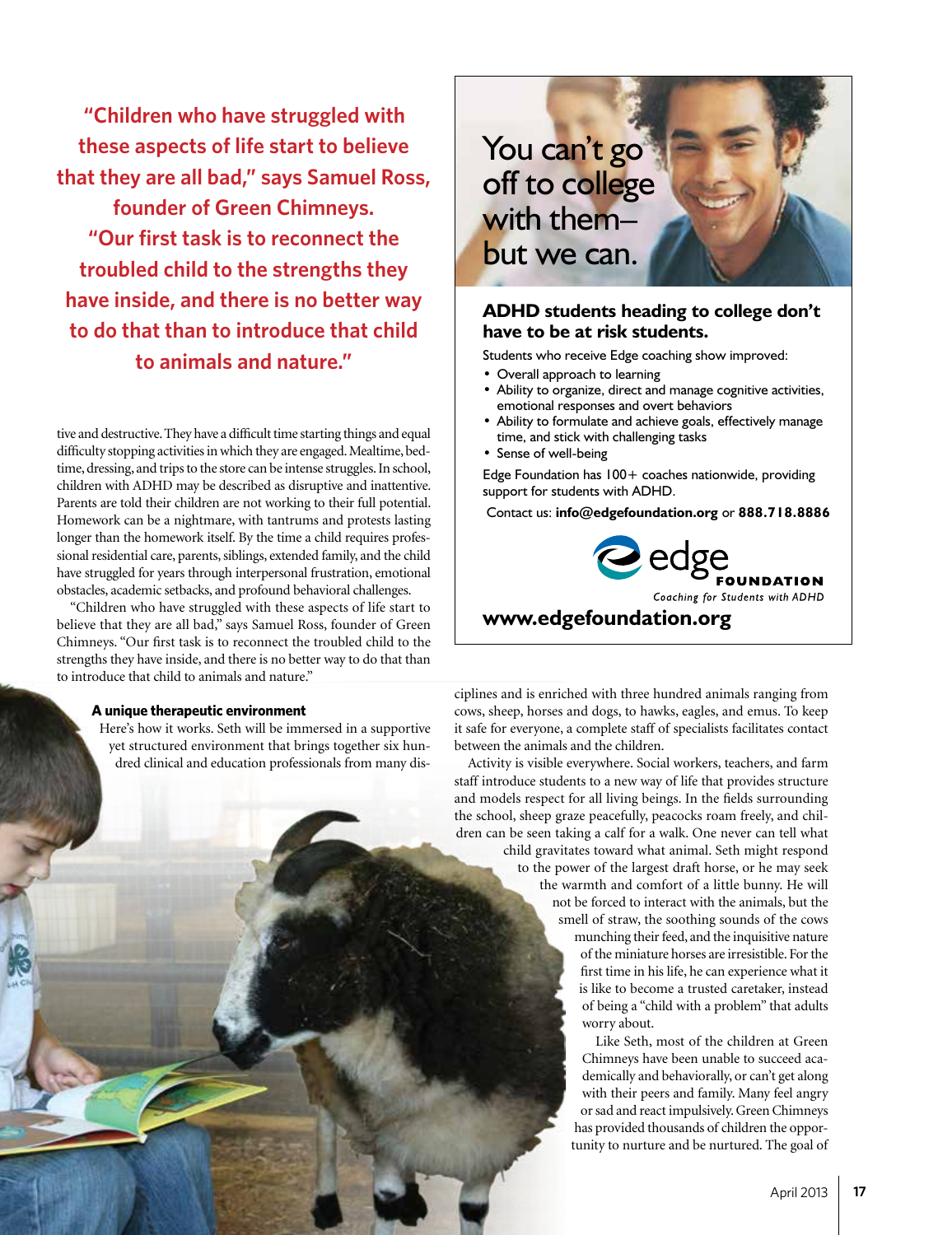**"Children who have struggled with these aspects of life start to believe that they are all bad," says Samuel Ross, founder of Green Chimneys. "Our first task is to reconnect the troubled child to the strengths they have inside, and there is no better way to do that than to introduce that child to animals and nature."**

tive and destructive. They have a difficult time starting things and equal difficulty stopping activities in which they are engaged. Mealtime, bedtime, dressing, and trips to the store can be intense struggles. In school, children with ADHD may be described as disruptive and inattentive. Parents are told their children are not working to their full potential. Homework can be a nightmare, with tantrums and protests lasting longer than the homework itself. By the time a child requires professional residential care, parents, siblings, extended family, and the child have struggled for years through interpersonal frustration, emotional obstacles, academic setbacks, and profound behavioral challenges.

"Children who have struggled with these aspects of life start to believe that they are all bad," says Samuel Ross, founder of Green Chimneys. "Our first task is to reconnect the troubled child to the strengths they have inside, and there is no better way to do that than to introduce that child to animals and nature."

### A unique therapeutic environment

Here's how it works. Seth will be immersed in a supportive yet structured environment that brings together six hundred clinical and education professionals from many disciplines and is enriched with three hundred animals ranging from cows, sheep, horses and dogs, to hawks, eagles, and emus. To keep it safe for everyone, a complete staff of specialists facilitates contact between the animals and the children.

Activity is visible everywhere. Social workers, teachers, and farm staff introduce students to a new way of life that provides structure and models respect for all living beings. In the fields surrounding the school, sheep graze peacefully, peacocks roam freely, and children can be seen taking a calf for a walk. One never can tell what child gravitates toward what animal. Seth might respond to the power of the largest draft horse, or he may seek the warmth and comfort of a little bunny. He will not be forced to interact with the animals, but the smell of straw, the soothing sounds of the cows munching their feed, and the inquisitive nature of the miniature horses are irresistible. For the first time in his life, he can experience what it is like to become a trusted caretaker, instead of being a "child with a problem" that adults worry about.

Like Seth, most of the children at Green Chimneys have been unable to succeed academically and behaviorally, or can't get along with their peers and family. Many feel angry or sad and react impulsively. Green Chimneys has provided thousands of children the opportunity to nurture and be nurtured. The goal of

---

You can't go off to college with them– but we can.

**ADHD students heading to college don't have to be at risk students.**

Students who receive Edge coaching show improved:

- Overall approach to learning
- Ability to organize, direct and manage cognitive activities, emotional responses and overt behaviors
- Ability to formulate and achieve goals, effectively manage time, and stick with challenging tasks
- Sense of well-being

Edge Foundation has 100+ coaches nationwide, providing support for students with ADHD.

Contact us: **info@edgefoundation.org** or **888.718.8886**

edge FOUNDATION
*Coaching for Students with ADHD*

**www.edgefoundation.org**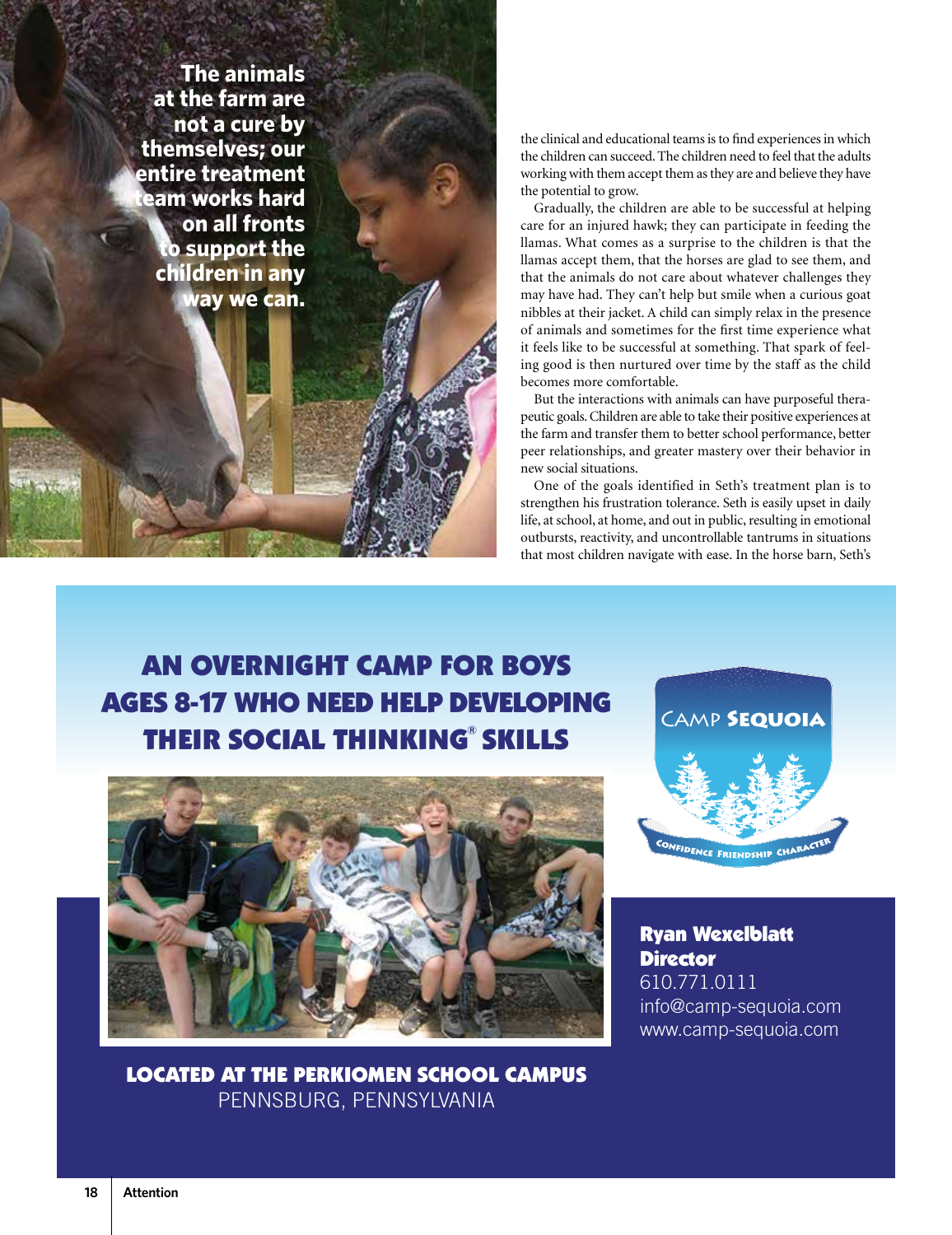**The animals at the farm are not a cure by themselves; our entire treatment team works hard on all fronts to support the children in any way we can.**

the clinical and educational teams is to find experiences in which the children can succeed. The children need to feel that the adults working with them accept them as they are and believe they have the potential to grow.

Gradually, the children are able to be successful at helping care for an injured hawk; they can participate in feeding the llamas. What comes as a surprise to the children is that the llamas accept them, that the horses are glad to see them, and that the animals do not care about whatever challenges they may have had. They can't help but smile when a curious goat nibbles at their jacket. A child can simply relax in the presence of animals and sometimes for the first time experience what it feels like to be successful at something. That spark of feeling good is then nurtured over time by the staff as the child becomes more comfortable.

But the interactions with animals can have purposeful therapeutic goals. Children are able to take their positive experiences at the farm and transfer them to better school performance, better peer relationships, and greater mastery over their behavior in new social situations.

One of the goals identified in Seth's treatment plan is to strengthen his frustration tolerance. Seth is easily upset in daily life, at school, at home, and out in public, resulting in emotional outbursts, reactivity, and uncontrollable tantrums in situations that most children navigate with ease. In the horse barn, Seth's

---

## AN OVERNIGHT CAMP FOR BOYS AGES 8-17 WHO NEED HELP DEVELOPING THEIR SOCIAL THINKING® SKILLS

CAMP SEQUOIA

CONFIDENCE FRIENDSHIP CHARACTER

**Ryan Wexelblatt**
**Director**
610.771.0111
info@camp-sequoia.com
www.camp-sequoia.com

**LOCATED AT THE PERKIOMEN SCHOOL CAMPUS**
PENNSBURG, PENNSYLVANIA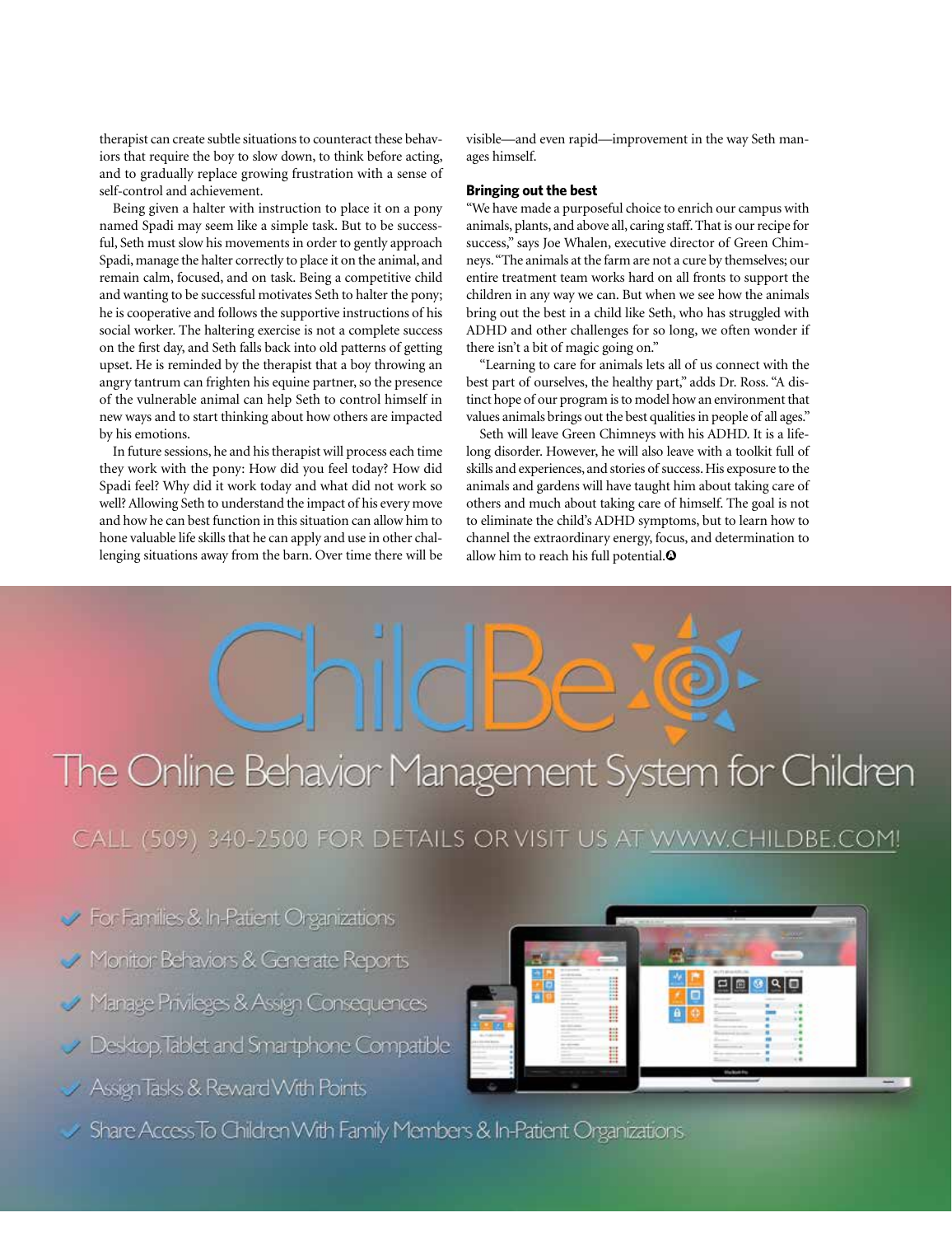therapist can create subtle situations to counteract these behaviors that require the boy to slow down, to think before acting, and to gradually replace growing frustration with a sense of self-control and achievement.

Being given a halter with instruction to place it on a pony named Spadi may seem like a simple task. But to be successful, Seth must slow his movements in order to gently approach Spadi, manage the halter correctly to place it on the animal, and remain calm, focused, and on task. Being a competitive child and wanting to be successful motivates Seth to halter the pony; he is cooperative and follows the supportive instructions of his social worker. The haltering exercise is not a complete success on the first day, and Seth falls back into old patterns of getting upset. He is reminded by the therapist that a boy throwing an angry tantrum can frighten his equine partner, so the presence of the vulnerable animal can help Seth to control himself in new ways and to start thinking about how others are impacted by his emotions.

In future sessions, he and his therapist will process each time they work with the pony: How did you feel today? How did Spadi feel? Why did it work today and what did not work so well? Allowing Seth to understand the impact of his every move and how he can best function in this situation can allow him to hone valuable life skills that he can apply and use in other challenging situations away from the barn. Over time there will be visible—and even rapid—improvement in the way Seth manages himself.

**Bringing out the best**

"We have made a purposeful choice to enrich our campus with animals, plants, and above all, caring staff. That is our recipe for success," says Joe Whalen, executive director of Green Chimneys. "The animals at the farm are not a cure by themselves; our entire treatment team works hard on all fronts to support the children in any way we can. But when we see how the animals bring out the best in a child like Seth, who has struggled with ADHD and other challenges for so long, we often wonder if there isn't a bit of magic going on."

"Learning to care for animals lets all of us connect with the best part of ourselves, the healthy part," adds Dr. Ross. "A distinct hope of our program is to model how an environment that values animals brings out the best qualities in people of all ages."

Seth will leave Green Chimneys with his ADHD. It is a lifelong disorder. However, he will also leave with a toolkit full of skills and experiences, and stories of success. His exposure to the animals and gardens will have taught him about taking care of others and much about taking care of himself. The goal is not to eliminate the child's ADHD symptoms, but to learn how to channel the extraordinary energy, focus, and determination to allow him to reach his full potential.

ChildBe

The Online Behavior Management System for Children

CALL (509) 340-2500 FOR DETAILS OR VISIT US AT WWW.CHILDBE.COM!

- For Families & In-Patient Organizations
- Monitor Behaviors & Generate Reports
- Manage Privileges & Assign Consequences
- Desktop, Tablet and Smartphone Compatible
- Assign Tasks & Reward With Points
- Share Access To Children With Family Members & In-Patient Organizations